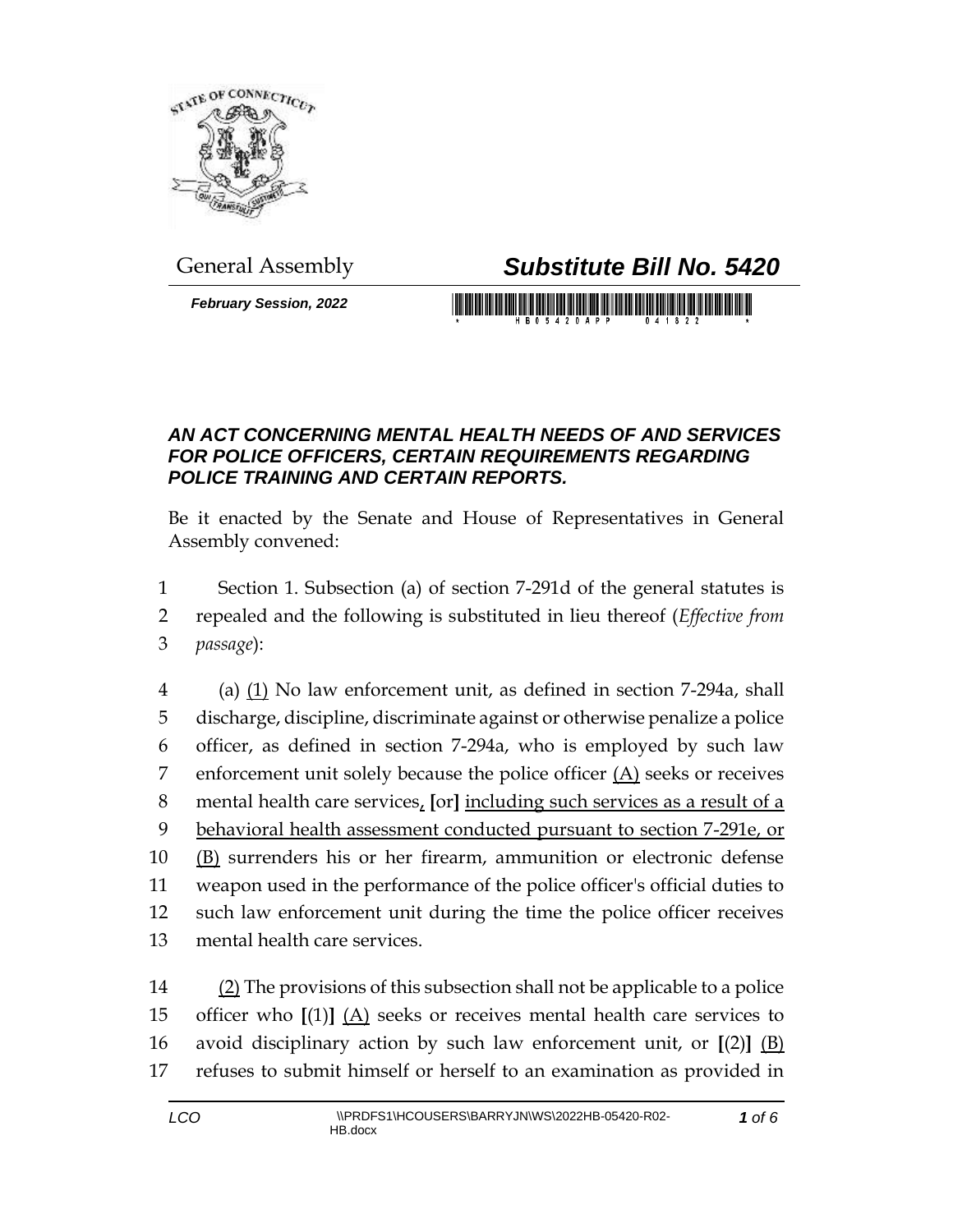General Assembly

# Substitute Bill No. 5420

*February Session, 2022*

## *AN ACT CONCERNING MENTAL HEALTH NEEDS OF AND SERVICES FOR POLICE OFFICERS, CERTAIN REQUIREMENTS REGARDING POLICE TRAINING AND CERTAIN REPORTS.*

Be it enacted by the Senate and House of Representatives in General Assembly convened:

1 Section 1. Subsection (a) of section 7-291d of the general statutes is
2 repealed and the following is substituted in lieu thereof (*Effective from*
3 *passage*):

4 (a) <u>(1)</u> No law enforcement unit, as defined in section 7-294a, shall
5 discharge, discipline, discriminate against or otherwise penalize a police
6 officer, as defined in section 7-294a, who is employed by such law
7 enforcement unit solely because the police officer <u>(A)</u> seeks or receives
8 mental health care services<u>,</u> **[**or**]** <u>including such services as a result of a</u>
9 <u>behavioral health assessment conducted pursuant to section 7-291e, or</u>
10 <u>(B)</u> surrenders his or her firearm, ammunition or electronic defense
11 weapon used in the performance of the police officer's official duties to
12 such law enforcement unit during the time the police officer receives
13 mental health care services.

14 <u>(2)</u> The provisions of this subsection shall not be applicable to a police
15 officer who **[**(1)**]** <u>(A)</u> seeks or receives mental health care services to
16 avoid disciplinary action by such law enforcement unit, or **[**(2)**]** <u>(B)</u>
17 refuses to submit himself or herself to an examination as provided in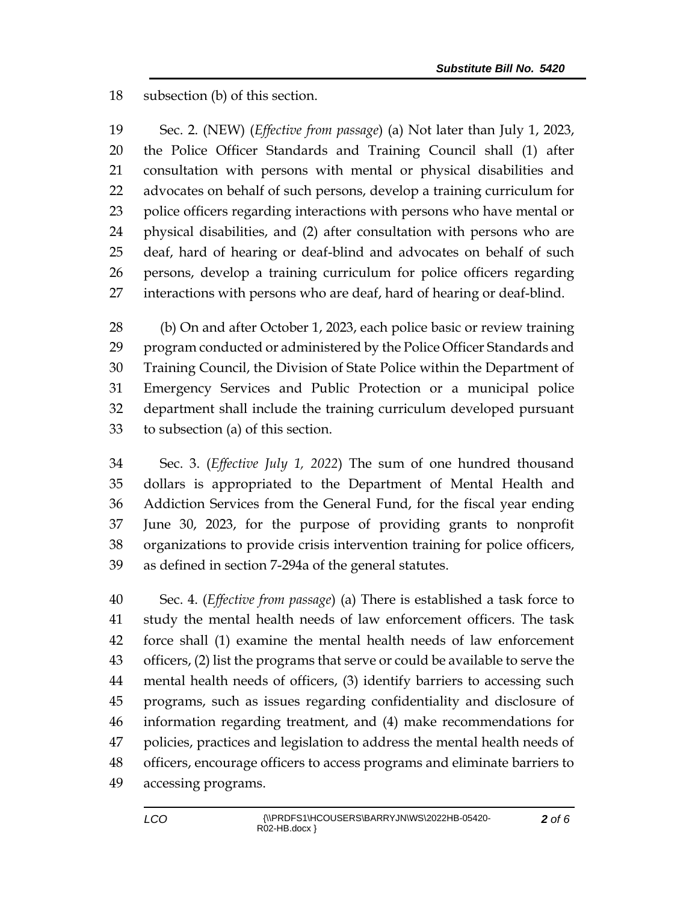subsection (b) of this section.

Sec. 2. (NEW) (*Effective from passage*) (a) Not later than July 1, 2023, the Police Officer Standards and Training Council shall (1) after consultation with persons with mental or physical disabilities and advocates on behalf of such persons, develop a training curriculum for police officers regarding interactions with persons who have mental or physical disabilities, and (2) after consultation with persons who are deaf, hard of hearing or deaf-blind and advocates on behalf of such persons, develop a training curriculum for police officers regarding interactions with persons who are deaf, hard of hearing or deaf-blind.

(b) On and after October 1, 2023, each police basic or review training program conducted or administered by the Police Officer Standards and Training Council, the Division of State Police within the Department of Emergency Services and Public Protection or a municipal police department shall include the training curriculum developed pursuant to subsection (a) of this section.

Sec. 3. (*Effective July 1, 2022*) The sum of one hundred thousand dollars is appropriated to the Department of Mental Health and Addiction Services from the General Fund, for the fiscal year ending June 30, 2023, for the purpose of providing grants to nonprofit organizations to provide crisis intervention training for police officers, as defined in section 7-294a of the general statutes.

Sec. 4. (*Effective from passage*) (a) There is established a task force to study the mental health needs of law enforcement officers. The task force shall (1) examine the mental health needs of law enforcement officers, (2) list the programs that serve or could be available to serve the mental health needs of officers, (3) identify barriers to accessing such programs, such as issues regarding confidentiality and disclosure of information regarding treatment, and (4) make recommendations for policies, practices and legislation to address the mental health needs of officers, encourage officers to access programs and eliminate barriers to accessing programs.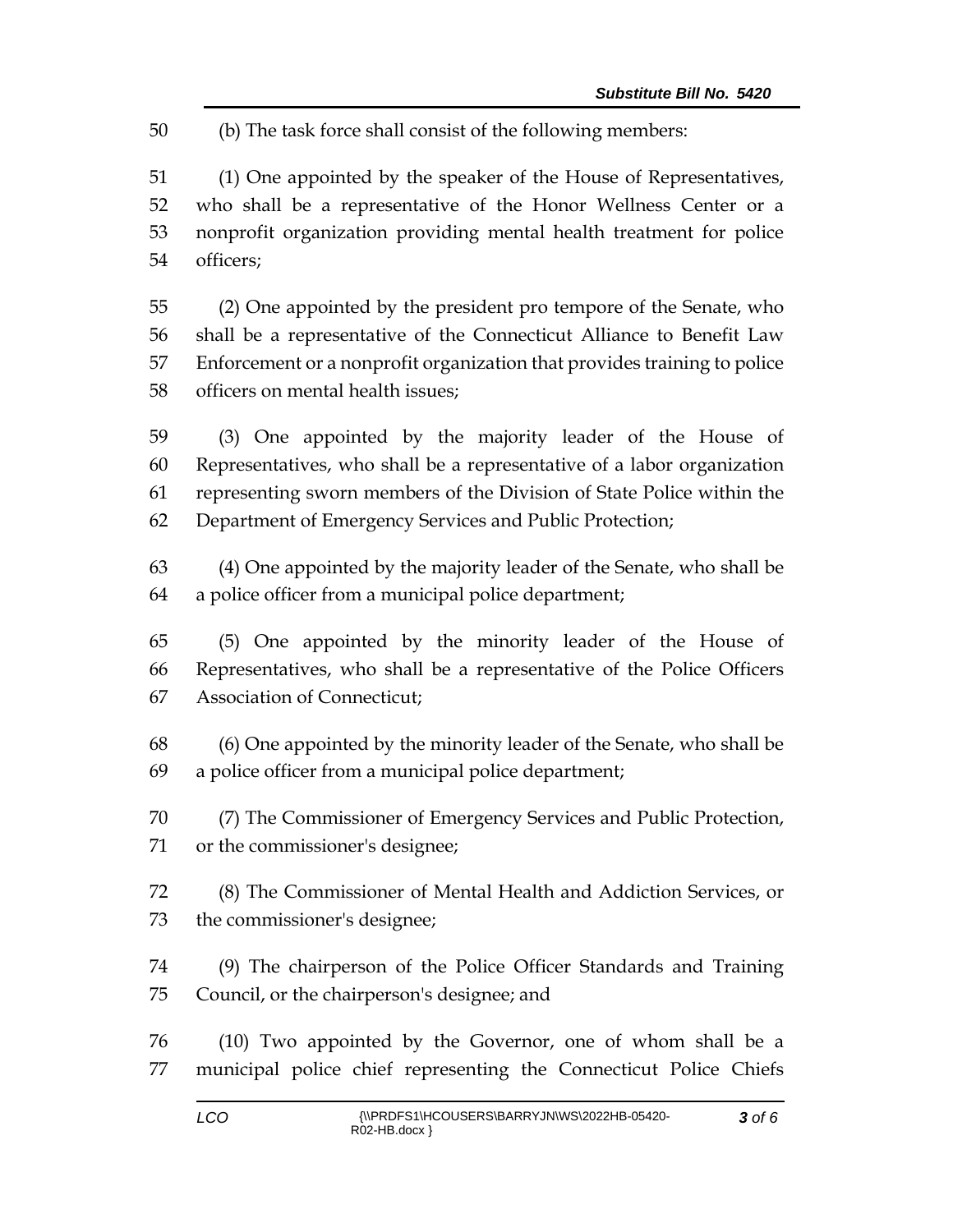(b) The task force shall consist of the following members:

(1) One appointed by the speaker of the House of Representatives, who shall be a representative of the Honor Wellness Center or a nonprofit organization providing mental health treatment for police officers;

(2) One appointed by the president pro tempore of the Senate, who shall be a representative of the Connecticut Alliance to Benefit Law Enforcement or a nonprofit organization that provides training to police officers on mental health issues;

(3) One appointed by the majority leader of the House of Representatives, who shall be a representative of a labor organization representing sworn members of the Division of State Police within the Department of Emergency Services and Public Protection;

(4) One appointed by the majority leader of the Senate, who shall be a police officer from a municipal police department;

(5) One appointed by the minority leader of the House of Representatives, who shall be a representative of the Police Officers Association of Connecticut;

(6) One appointed by the minority leader of the Senate, who shall be a police officer from a municipal police department;

(7) The Commissioner of Emergency Services and Public Protection, or the commissioner's designee;

(8) The Commissioner of Mental Health and Addiction Services, or the commissioner's designee;

(9) The chairperson of the Police Officer Standards and Training Council, or the chairperson's designee; and

(10) Two appointed by the Governor, one of whom shall be a municipal police chief representing the Connecticut Police Chiefs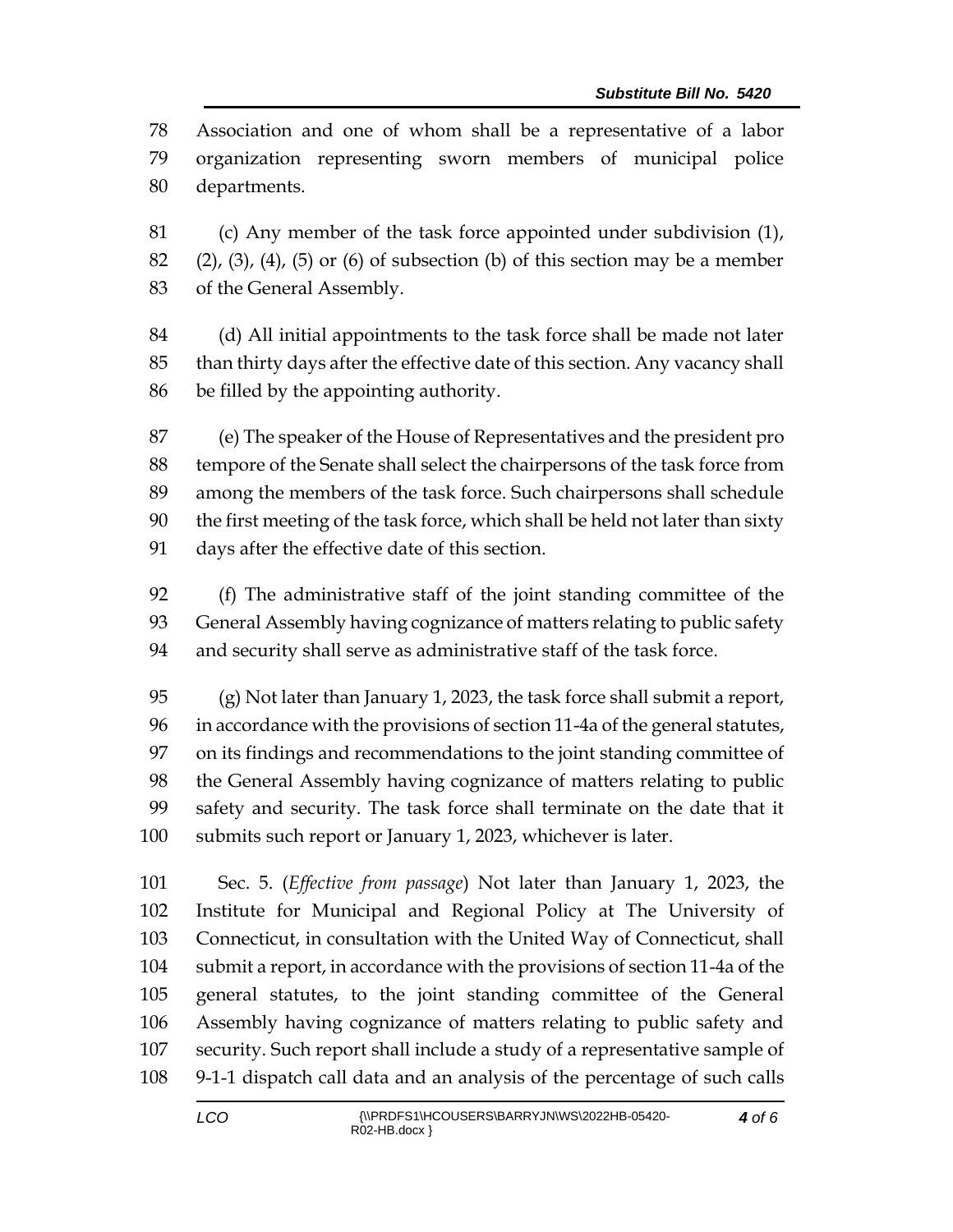Association and one of whom shall be a representative of a labor organization representing sworn members of municipal police departments.

(c) Any member of the task force appointed under subdivision (1), (2), (3), (4), (5) or (6) of subsection (b) of this section may be a member of the General Assembly.

(d) All initial appointments to the task force shall be made not later than thirty days after the effective date of this section. Any vacancy shall be filled by the appointing authority.

(e) The speaker of the House of Representatives and the president pro tempore of the Senate shall select the chairpersons of the task force from among the members of the task force. Such chairpersons shall schedule the first meeting of the task force, which shall be held not later than sixty days after the effective date of this section.

(f) The administrative staff of the joint standing committee of the General Assembly having cognizance of matters relating to public safety and security shall serve as administrative staff of the task force.

(g) Not later than January 1, 2023, the task force shall submit a report, in accordance with the provisions of section 11-4a of the general statutes, on its findings and recommendations to the joint standing committee of the General Assembly having cognizance of matters relating to public safety and security. The task force shall terminate on the date that it submits such report or January 1, 2023, whichever is later.

Sec. 5. (*Effective from passage*) Not later than January 1, 2023, the Institute for Municipal and Regional Policy at The University of Connecticut, in consultation with the United Way of Connecticut, shall submit a report, in accordance with the provisions of section 11-4a of the general statutes, to the joint standing committee of the General Assembly having cognizance of matters relating to public safety and security. Such report shall include a study of a representative sample of 9-1-1 dispatch call data and an analysis of the percentage of such calls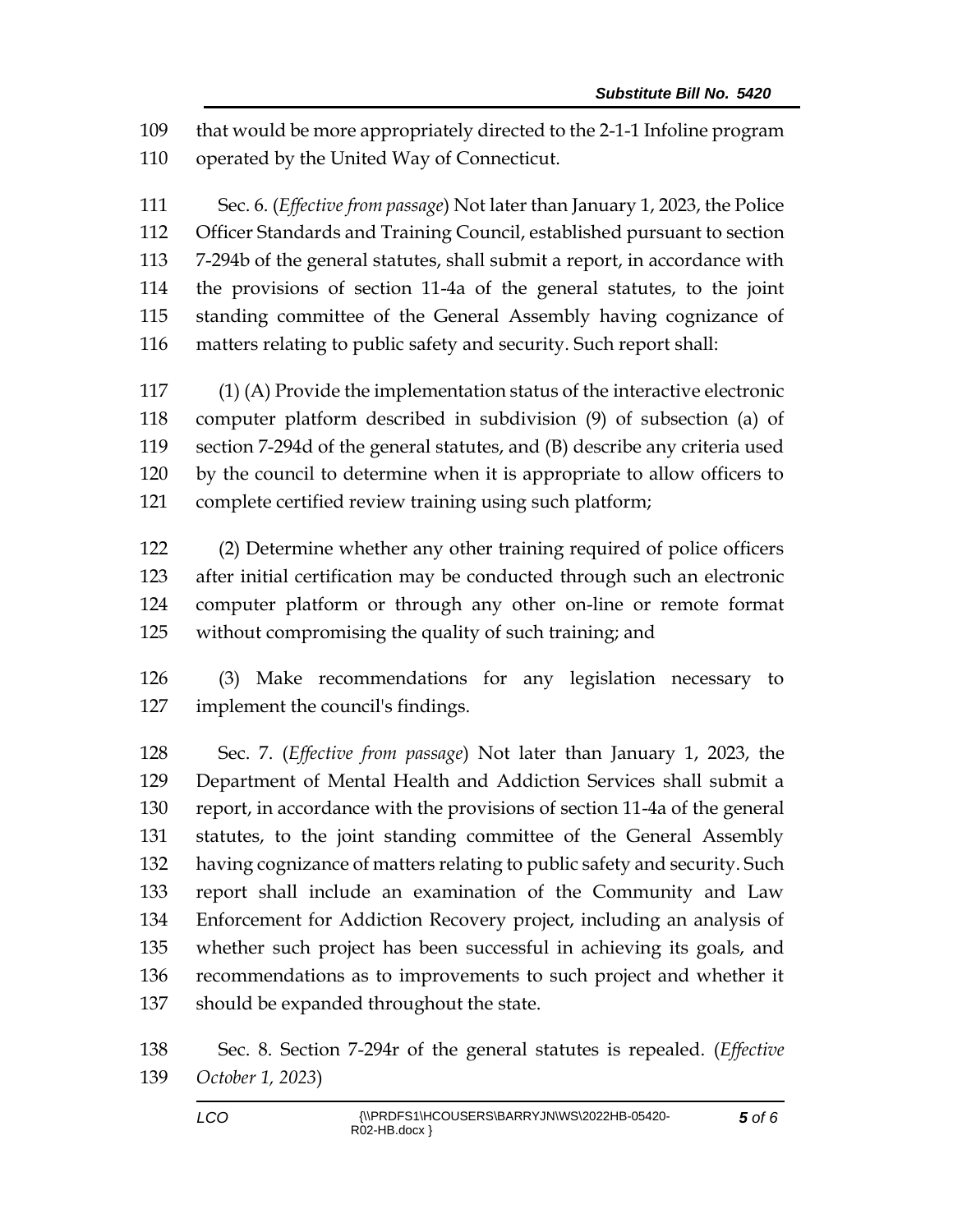that would be more appropriately directed to the 2-1-1 Infoline program operated by the United Way of Connecticut.

Sec. 6. (*Effective from passage*) Not later than January 1, 2023, the Police Officer Standards and Training Council, established pursuant to section 7-294b of the general statutes, shall submit a report, in accordance with the provisions of section 11-4a of the general statutes, to the joint standing committee of the General Assembly having cognizance of matters relating to public safety and security. Such report shall:

(1) (A) Provide the implementation status of the interactive electronic computer platform described in subdivision (9) of subsection (a) of section 7-294d of the general statutes, and (B) describe any criteria used by the council to determine when it is appropriate to allow officers to complete certified review training using such platform;

(2) Determine whether any other training required of police officers after initial certification may be conducted through such an electronic computer platform or through any other on-line or remote format without compromising the quality of such training; and

(3) Make recommendations for any legislation necessary to implement the council's findings.

Sec. 7. (*Effective from passage*) Not later than January 1, 2023, the Department of Mental Health and Addiction Services shall submit a report, in accordance with the provisions of section 11-4a of the general statutes, to the joint standing committee of the General Assembly having cognizance of matters relating to public safety and security. Such report shall include an examination of the Community and Law Enforcement for Addiction Recovery project, including an analysis of whether such project has been successful in achieving its goals, and recommendations as to improvements to such project and whether it should be expanded throughout the state.

Sec. 8. Section 7-294r of the general statutes is repealed. (*Effective October 1, 2023*)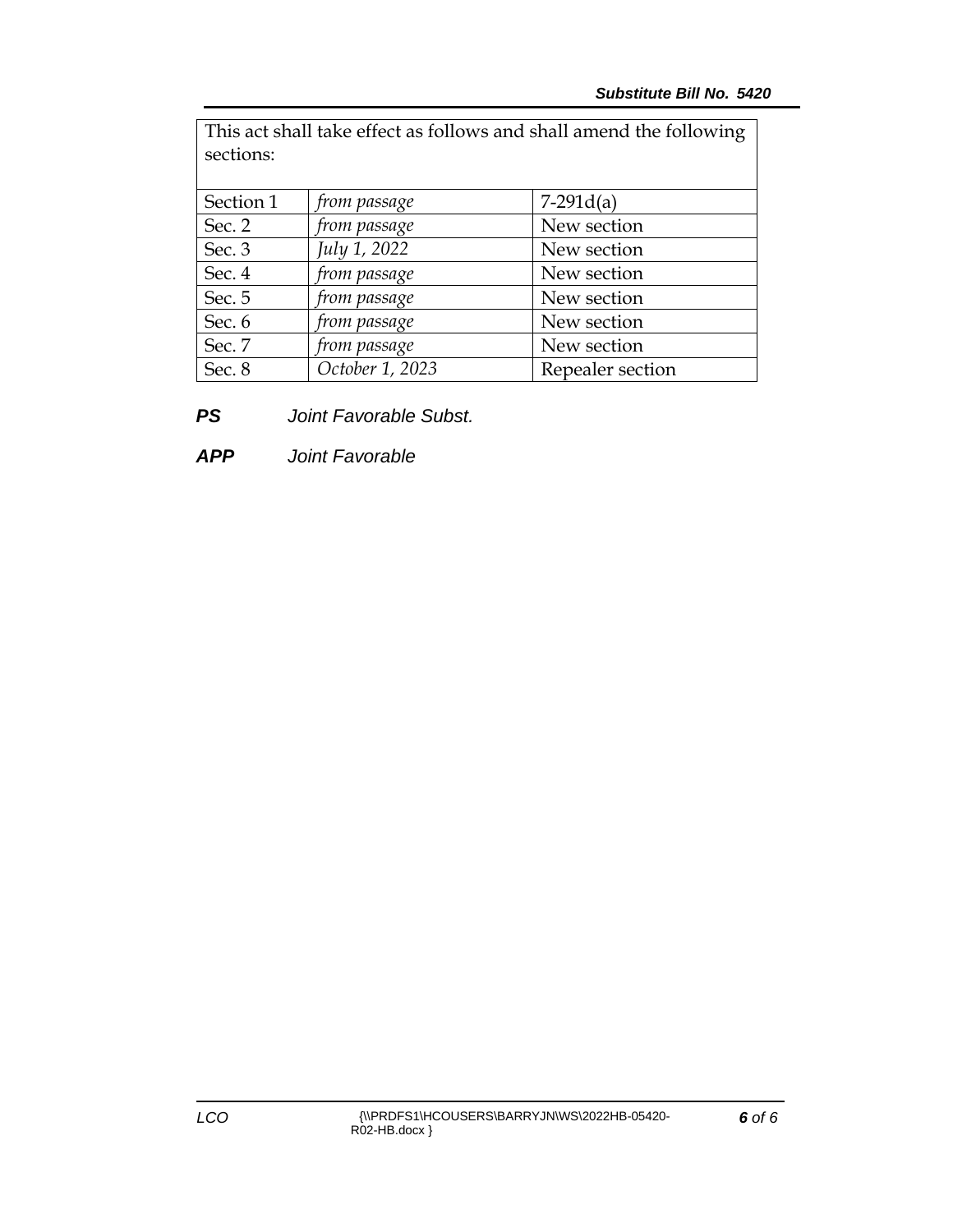This act shall take effect as follows and shall amend the following sections:

| | | |
|---|---|---|
| Section 1 | *from passage* | 7-291d(a) |
| Sec. 2 | *from passage* | New section |
| Sec. 3 | *July 1, 2022* | New section |
| Sec. 4 | *from passage* | New section |
| Sec. 5 | *from passage* | New section |
| Sec. 6 | *from passage* | New section |
| Sec. 7 | *from passage* | New section |
| Sec. 8 | *October 1, 2023* | Repealer section |

***PS*** *Joint Favorable Subst.*

***APP*** *Joint Favorable*